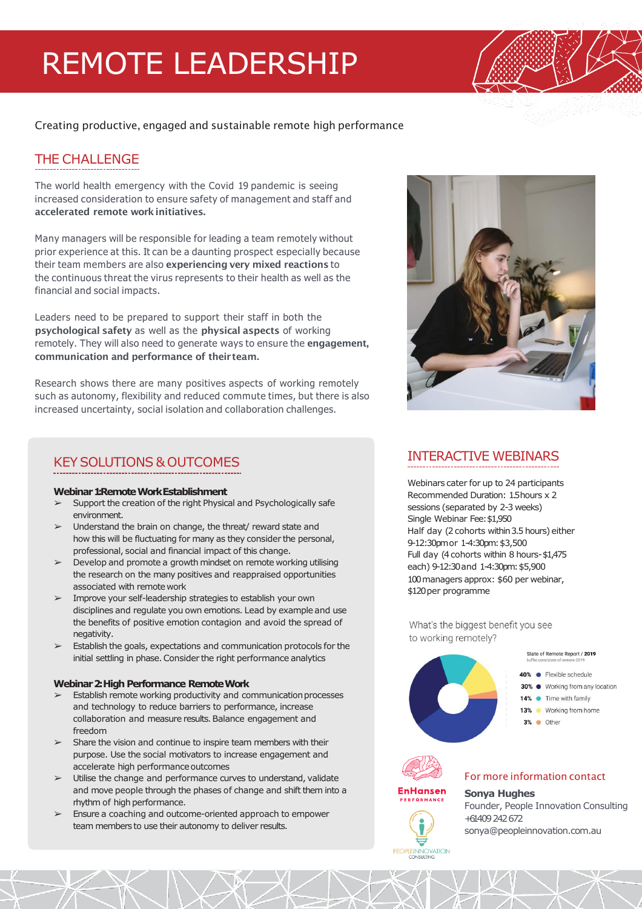# REMOTE LEADERSHIP

Creating productive, engaged and sustainable remote high performance

## THE CHALLENGE

The world health emergency with the Covid 19 pandemic is seeing increased consideration to ensure safety of management and staff and **accelerated remote work initiatives.**

Many managers will be responsible for leading a team remotely without prior experience at this. It can be a daunting prospect especially because their team members are also **experiencing very mixed reactions** to the continuous threat the virus represents to their health as well as the financial and social impacts.

Leaders need to be prepared to support their staff in both the **psychological safety** as well as the **physical aspects** of working remotely. They will also need to generate ways to ensure the **engagement, communication and performance of their team.**

Research shows there are many positives aspects of working remotely such as autonomy, flexibility and reduced commute times, but there is also increased uncertainty, social isolation and collaboration challenges.

## KEY SOLUTIONS & OUTCOMES

**Webinar 1: Remote Work Establishment**

- Support the creation of the right Physical and Psychologically safe environment.
- Understand the brain on change, the threat/ reward state and how this will be fluctuating for many as they consider the personal, professional, social and financial impact of this change.
- Develop and promote a growth mindset on remote working utilising the research on the many positives and reappraised opportunities associated with remote work
- Improve your self-leadership strategies to establish your own disciplines and regulate you own emotions. Lead by example and use the benefits of positive emotion contagion and avoid the spread of negativity.
- Establish the goals, expectations and communication protocols for the initial settling in phase. Consider the right performance analytics

**Webinar 2: High Performance Remote Work**

- Establish remote working productivity and communication processes and technology to reduce barriers to performance, increase collaboration and measure results. Balance engagement and freedom
- Share the vision and continue to inspire team members with their purpose. Use the social motivators to increase engagement and accelerate high performance outcomes
- Utilise the change and performance curves to understand, validate and move people through the phases of change and shift them into a rhythm of high performance.
- Ensure a coaching and outcome-oriented approach to empower team members to use their autonomy to deliver results.

## INTERACTIVE WEBINARS

Webinars cater for up to 24 participants
Recommended Duration: 1.5 hours x 2 sessions (separated by 2-3 weeks)
Single Webinar Fee: $1,950
Half day (2 cohorts within 3.5 hours) either 9-12:30pm or 1-4:30pm: $3,500
Full day (4 cohorts within 8 hours- $1,475 each) 9-12:30 and 1-4:30pm: $5,900
100 managers approx: $60 per webinar, $120 per programme

What's the biggest benefit you see to working remotely?

State of Remote Report / 2019
buffer.com/state-of-remote-2019

- 40% Flexible schedule
- 30% Working from any location
- 14% Time with family
- 13% Working from home
- 3% Other

EnHansen PERFORMANCE

PEOPLEINNOVATION CONSULTING

### For more information contact

**Sonya Hughes**
Founder, People Innovation Consulting
+61409 242 672
sonya@peopleinnovation.com.au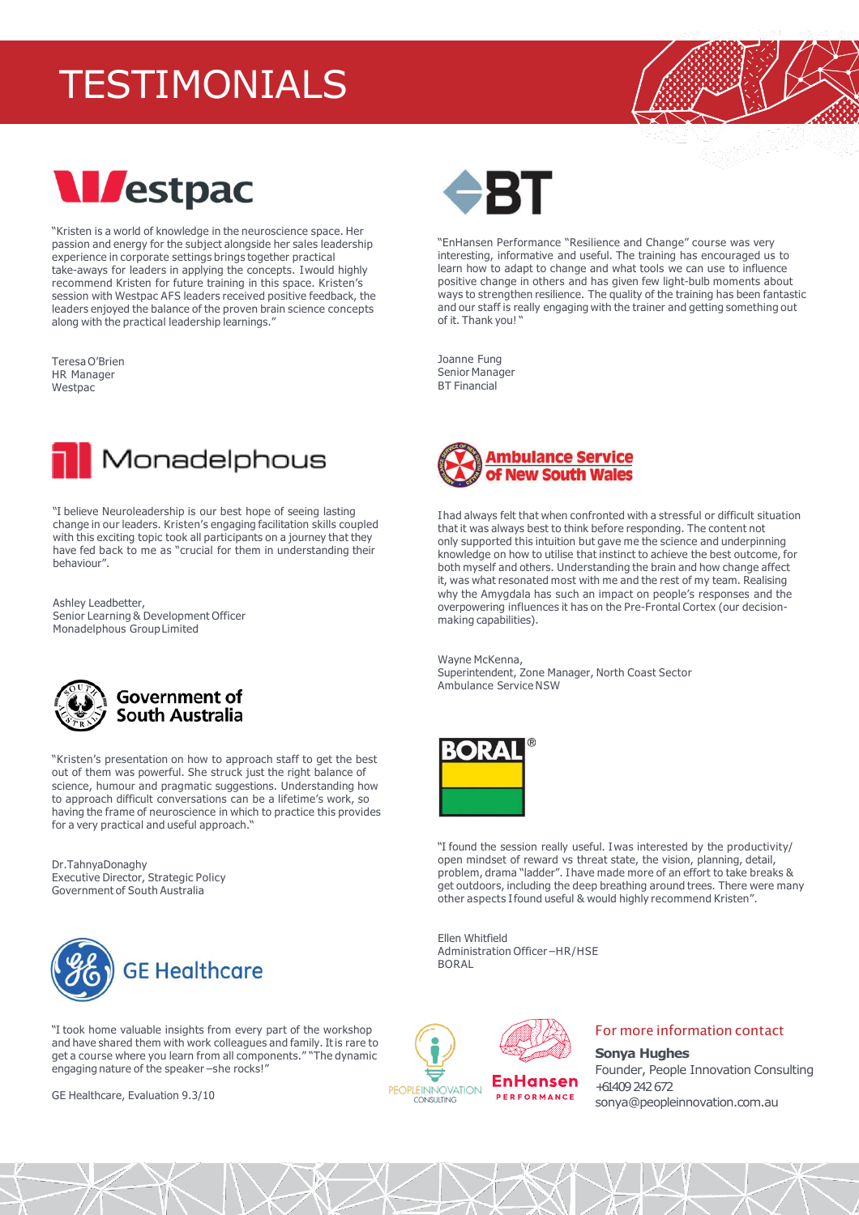# TESTIMONIALS

## Westpac

"Kristen is a world of knowledge in the neuroscience space. Her passion and energy for the subject alongside her sales leadership experience in corporate settings brings together practical take-aways for leaders in applying the concepts. I would highly recommend Kristen for future training in this space. Kristen's session with Westpac AFS leaders received positive feedback, the leaders enjoyed the balance of the proven brain science concepts along with the practical leadership learnings."

Teresa O'Brien
HR Manager
Westpac

## BT

"EnHansen Performance "Resilience and Change" course was very interesting, informative and useful. The training has encouraged us to learn how to adapt to change and what tools we can use to influence positive change in others and has given few light-bulb moments about ways to strengthen resilience. The quality of the training has been fantastic and our staff is really engaging with the trainer and getting something out of it. Thank you! "

Joanne Fung
Senior Manager
BT Financial

## Monadelphous

"I believe Neuroleadership is our best hope of seeing lasting change in our leaders. Kristen's engaging facilitation skills coupled with this exciting topic took all participants on a journey that they have fed back to me as "crucial for them in understanding their behaviour".

Ashley Leadbetter,
Senior Learning & Development Officer
Monadelphous Group Limited

## Ambulance Service of New South Wales

I had always felt that when confronted with a stressful or difficult situation that it was always best to think before responding. The content not only supported this intuition but gave me the science and underpinning knowledge on how to utilise that instinct to achieve the best outcome, for both myself and others. Understanding the brain and how change affect it, was what resonated most with me and the rest of my team. Realising why the Amygdala has such an impact on people's responses and the overpowering influences it has on the Pre-Frontal Cortex (our decision-making capabilities).

Wayne McKenna,
Superintendent, Zone Manager, North Coast Sector
Ambulance Service NSW

## Government of South Australia

"Kristen's presentation on how to approach staff to get the best out of them was powerful. She struck just the right balance of science, humour and pragmatic suggestions. Understanding how to approach difficult conversations can be a lifetime's work, so having the frame of neuroscience in which to practice this provides for a very practical and useful approach."

Dr. Tahnya Donaghy
Executive Director, Strategic Policy
Government of South Australia

## BORAL

"I found the session really useful. I was interested by the productivity/ open mindset of reward vs threat state, the vision, planning, detail, problem, drama "ladder". I have made more of an effort to take breaks & get outdoors, including the deep breathing around trees. There were many other aspects I found useful & would highly recommend Kristen".

Ellen Whitfield
Administration Officer – HR/HSE
BORAL

## GE Healthcare

"I took home valuable insights from every part of the workshop and have shared them with work colleagues and family. It is rare to get a course where you learn from all components." "The dynamic engaging nature of the speaker – she rocks!"

GE Healthcare, Evaluation 9.3/10

PEOPLEINNOVATION CONSULTING

EnHansen PERFORMANCE

For more information contact

**Sonya Hughes**
Founder, People Innovation Consulting
+61409 242 672
sonya@peopleinnovation.com.au